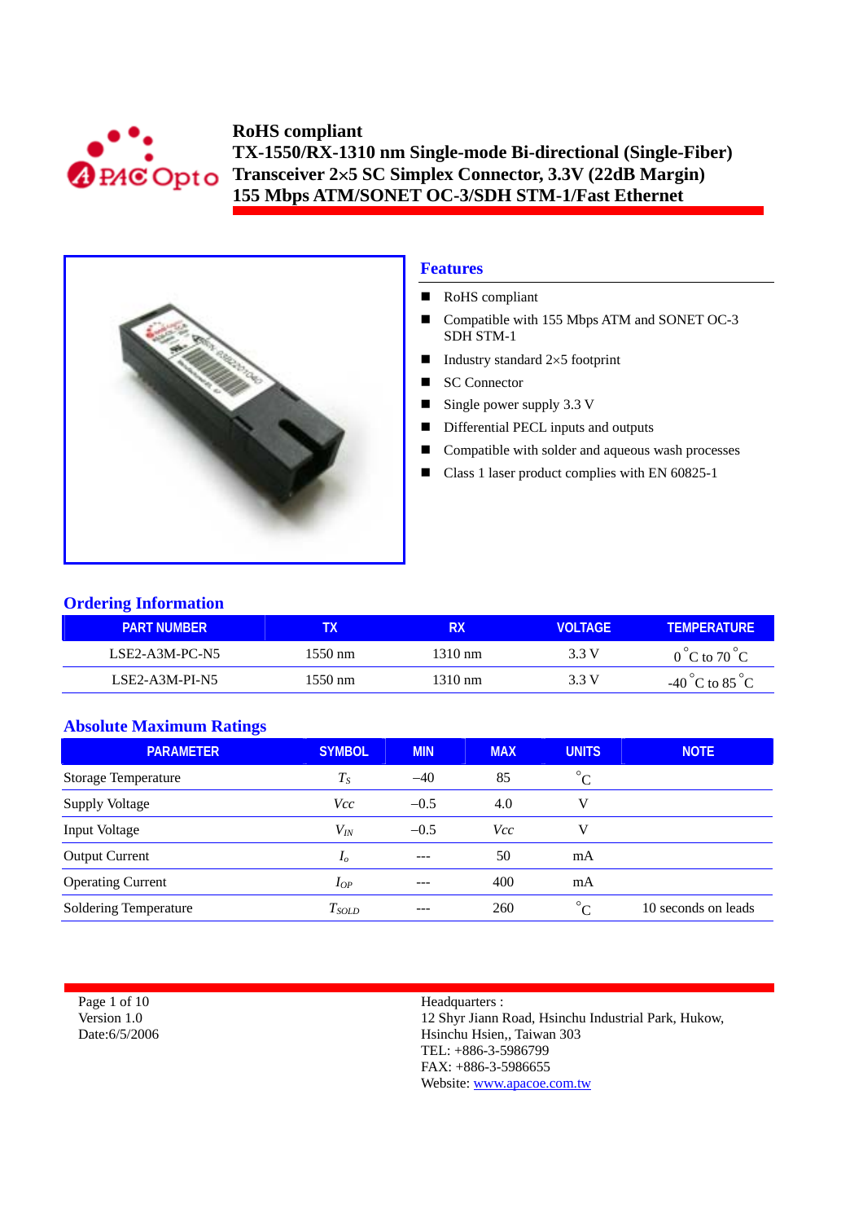# RoHS compliant
# TX-1550/RX-1310 nm Single-mode Bi-directional (Single-Fiber) Transceiver 2×5 SC Simplex Connector, 3.3V (22dB Margin) 155 Mbps ATM/SONET OC-3/SDH STM-1/Fast Ethernet

## Features

- RoHS compliant
- Compatible with 155 Mbps ATM and SONET OC-3 SDH STM-1
- Industry standard 2×5 footprint
- SC Connector
- Single power supply 3.3 V
- Differential PECL inputs and outputs
- Compatible with solder and aqueous wash processes
- Class 1 laser product complies with EN 60825-1

## Ordering Information

| PART NUMBER | TX | RX | VOLTAGE | TEMPERATURE |
|---|---|---|---|---|
| LSE2-A3M-PC-N5 | 1550 nm | 1310 nm | 3.3 V | 0 °C to 70 °C |
| LSE2-A3M-PI-N5 | 1550 nm | 1310 nm | 3.3 V | -40 °C to 85 °C |

## Absolute Maximum Ratings

| PARAMETER | SYMBOL | MIN | MAX | UNITS | NOTE |
|---|---|---|---|---|---|
| Storage Temperature | $T_S$ | –40 | 85 | °C | |
| Supply Voltage | $Vcc$ | –0.5 | 4.0 | V | |
| Input Voltage | $V_{IN}$ | –0.5 | $Vcc$ | V | |
| Output Current | $I_o$ | --- | 50 | mA | |
| Operating Current | $I_{OP}$ | --- | 400 | mA | |
| Soldering Temperature | $T_{SOLD}$ | --- | 260 | °C | 10 seconds on leads |

Version 1.0
Date:6/5/2006

Headquarters :
12 Shyr Jiann Road, Hsinchu Industrial Park, Hukow,
Hsinchu Hsien,, Taiwan 303
TEL: +886-3-5986799
FAX: +886-3-5986655
Website: www.apacoe.com.tw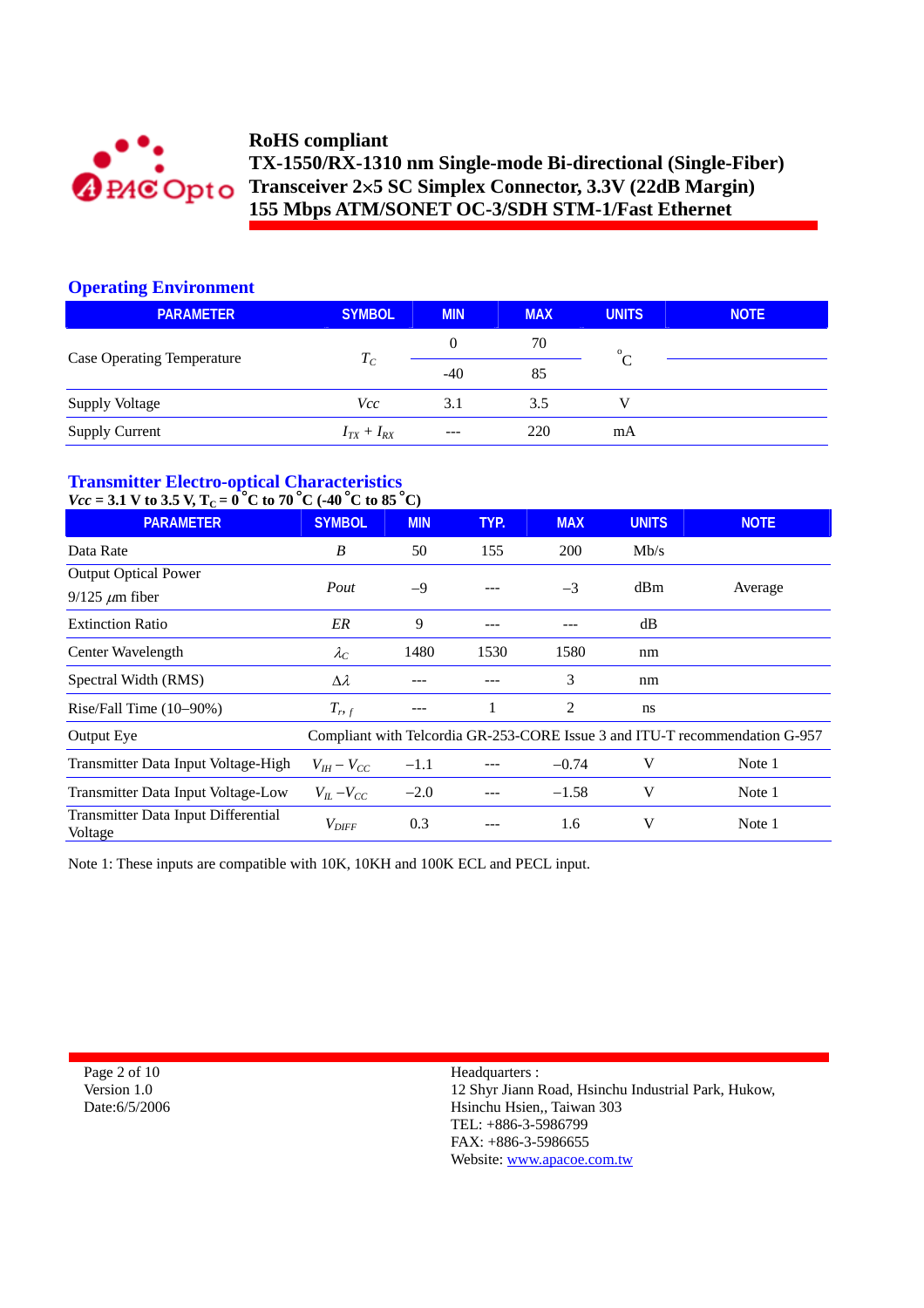## Operating Environment

| PARAMETER | SYMBOL | MIN | MAX | UNITS | NOTE |
|---|---|---|---|---|---|
| Case Operating Temperature | $T_C$ | 0 | 70 | °C | |
| | | -40 | 85 | | |
| Supply Voltage | *Vcc* | 3.1 | 3.5 | V | |
| Supply Current | $I_{TX} + I_{RX}$ | --- | 220 | mA | |

## Transmitter Electro-optical Characteristics

**$Vcc$ = 3.1 V to 3.5 V, $T_C$ = 0 °C to 70 °C (-40 °C to 85 °C)**

| PARAMETER | SYMBOL | MIN | TYP. | MAX | UNITS | NOTE |
|---|---|---|---|---|---|---|
| Data Rate | *B* | 50 | 155 | 200 | Mb/s | |
| Output Optical Power 9/125 $\mu$m fiber | *Pout* | −9 | --- | −3 | dBm | Average |
| Extinction Ratio | *ER* | 9 | --- | --- | dB | |
| Center Wavelength | $\lambda_C$ | 1480 | 1530 | 1580 | nm | |
| Spectral Width (RMS) | $\Delta\lambda$ | --- | --- | 3 | nm | |
| Rise/Fall Time (10–90%) | $T_{r,f}$ | --- | 1 | 2 | ns | |
| Output Eye | Compliant with Telcordia GR-253-CORE Issue 3 and ITU-T recommendation G-957 | | | | | |
| Transmitter Data Input Voltage-High | $V_{IH} - V_{CC}$ | −1.1 | --- | −0.74 | V | Note 1 |
| Transmitter Data Input Voltage-Low | $V_{IL} - V_{CC}$ | −2.0 | --- | −1.58 | V | Note 1 |
| Transmitter Data Input Differential Voltage | $V_{DIFF}$ | 0.3 | --- | 1.6 | V | Note 1 |

Note 1: These inputs are compatible with 10K, 10KH and 100K ECL and PECL input.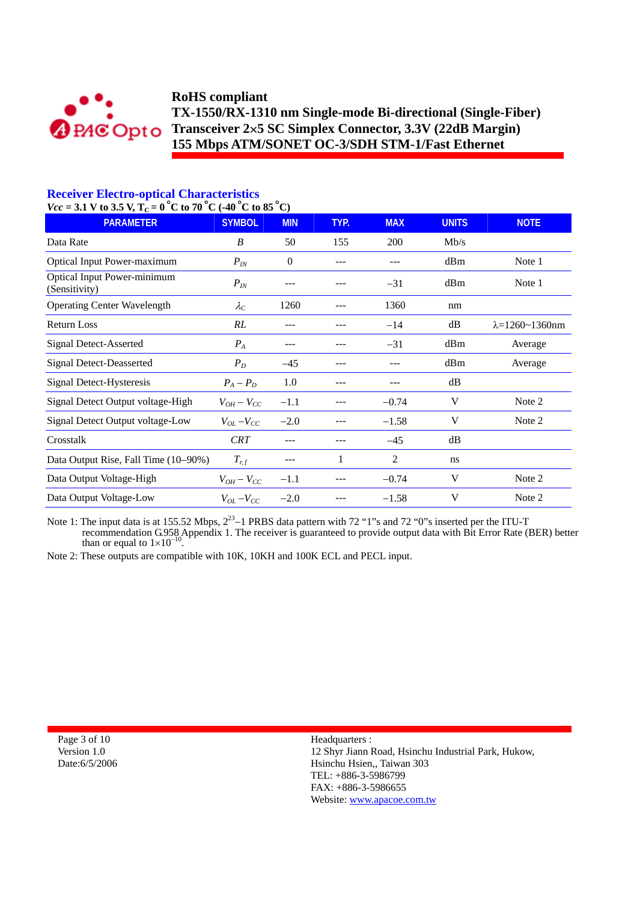**RoHS compliant**
**TX-1550/RX-1310 nm Single-mode Bi-directional (Single-Fiber) Transceiver 2×5 SC Simplex Connector, 3.3V (22dB Margin)**
**155 Mbps ATM/SONET OC-3/SDH STM-1/Fast Ethernet**

## Receiver Electro-optical Characteristics

**$V_{cc}$ = 3.1 V to 3.5 V, $T_C$ = 0 °C to 70 °C (-40 °C to 85 °C)**

| PARAMETER | SYMBOL | MIN | TYP. | MAX | UNITS | NOTE |
|---|---|---|---|---|---|---|
| Data Rate | $B$ | 50 | 155 | 200 | Mb/s | |
| Optical Input Power-maximum | $P_{IN}$ | 0 | --- | --- | dBm | Note 1 |
| Optical Input Power-minimum (Sensitivity) | $P_{IN}$ | --- | --- | −31 | dBm | Note 1 |
| Operating Center Wavelength | $\lambda_C$ | 1260 | --- | 1360 | nm | |
| Return Loss | $RL$ | --- | --- | −14 | dB | λ=1260~1360nm |
| Signal Detect-Asserted | $P_A$ | --- | --- | −31 | dBm | Average |
| Signal Detect-Deasserted | $P_D$ | −45 | --- | --- | dBm | Average |
| Signal Detect-Hysteresis | $P_A - P_D$ | 1.0 | --- | --- | dB | |
| Signal Detect Output voltage-High | $V_{OH} - V_{CC}$ | −1.1 | --- | −0.74 | V | Note 2 |
| Signal Detect Output voltage-Low | $V_{OL} - V_{CC}$ | −2.0 | --- | −1.58 | V | Note 2 |
| Crosstalk | $CRT$ | --- | --- | −45 | dB | |
| Data Output Rise, Fall Time (10–90%) | $T_{r,f}$ | --- | 1 | 2 | ns | |
| Data Output Voltage-High | $V_{OH} - V_{CC}$ | −1.1 | --- | −0.74 | V | Note 2 |
| Data Output Voltage-Low | $V_{OL} - V_{CC}$ | −2.0 | --- | −1.58 | V | Note 2 |

Note 1: The input data is at 155.52 Mbps, $2^{23}-1$ PRBS data pattern with 72 "1"s and 72 "0"s inserted per the ITU-T recommendation G.958 Appendix 1. The receiver is guaranteed to provide output data with Bit Error Rate (BER) better than or equal to $1\times10^{-10}$.

Note 2: These outputs are compatible with 10K, 10KH and 100K ECL and PECL input.

Version 1.0
Date:6/5/2006

Headquarters :
12 Shyr Jiann Road, Hsinchu Industrial Park, Hukow, Hsinchu Hsien,, Taiwan 303
TEL: +886-3-5986799
FAX: +886-3-5986655
Website: www.apacoe.com.tw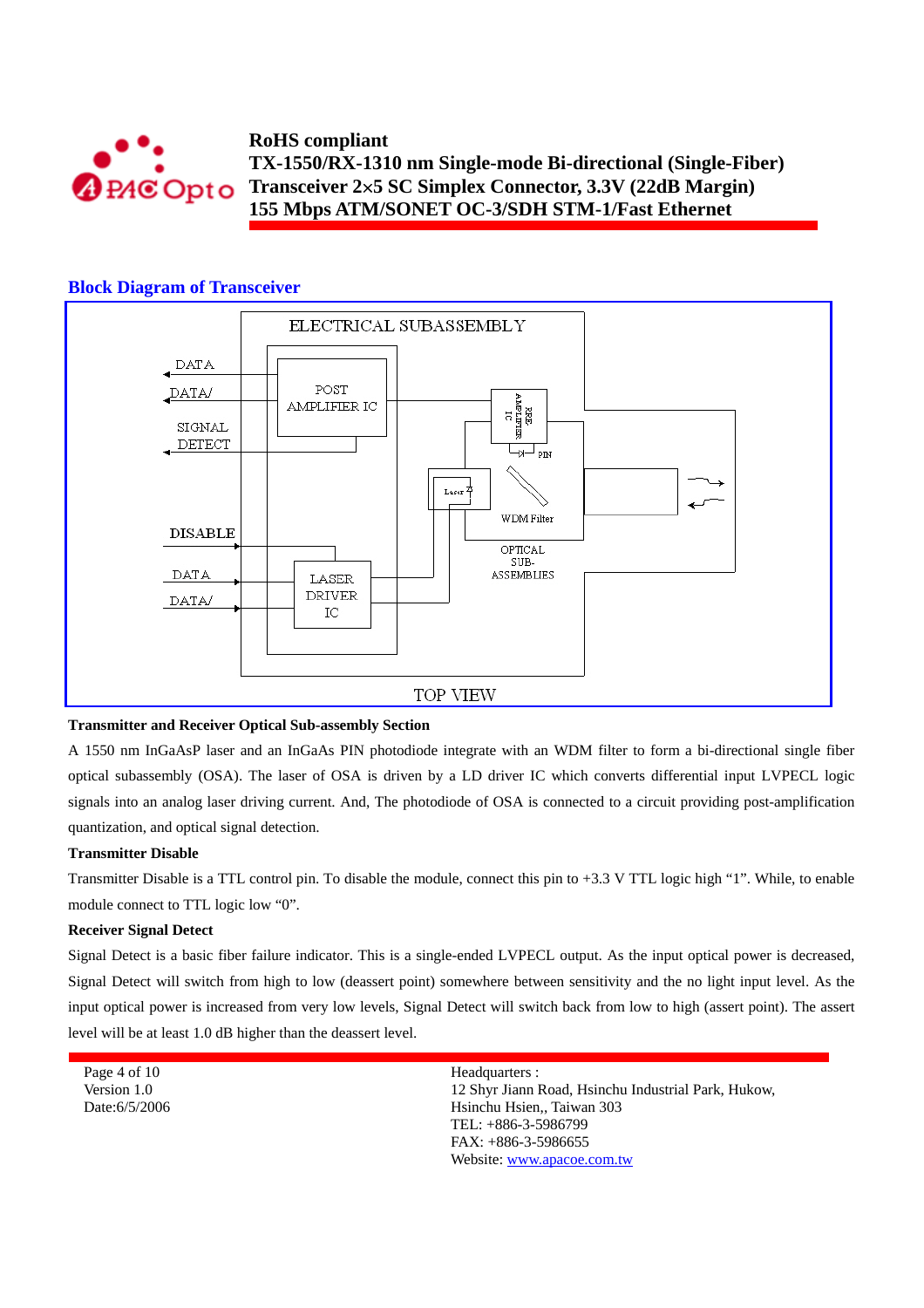## Block Diagram of Transceiver

ELECTRICAL SUBASSEMBLY

DATA
DATA/
SIGNAL DETECT
DISABLE
DATA
DATA/

POST AMPLIFIER IC
LASER DRIVER IC
PRE AMPLIFIER IC
PIN
Laser
WDM Filter
OPTICAL SUB-ASSEMBLIES

TOP VIEW

**Transmitter and Receiver Optical Sub-assembly Section**

A 1550 nm InGaAsP laser and an InGaAs PIN photodiode integrate with an WDM filter to form a bi-directional single fiber optical subassembly (OSA). The laser of OSA is driven by a LD driver IC which converts differential input LVPECL logic signals into an analog laser driving current. And, The photodiode of OSA is connected to a circuit providing post-amplification quantization, and optical signal detection.

**Transmitter Disable**

Transmitter Disable is a TTL control pin. To disable the module, connect this pin to +3.3 V TTL logic high “1”. While, to enable module connect to TTL logic low “0”.

**Receiver Signal Detect**

Signal Detect is a basic fiber failure indicator. This is a single-ended LVPECL output. As the input optical power is decreased, Signal Detect will switch from high to low (deassert point) somewhere between sensitivity and the no light input level. As the input optical power is increased from very low levels, Signal Detect will switch back from low to high (assert point). The assert level will be at least 1.0 dB higher than the deassert level.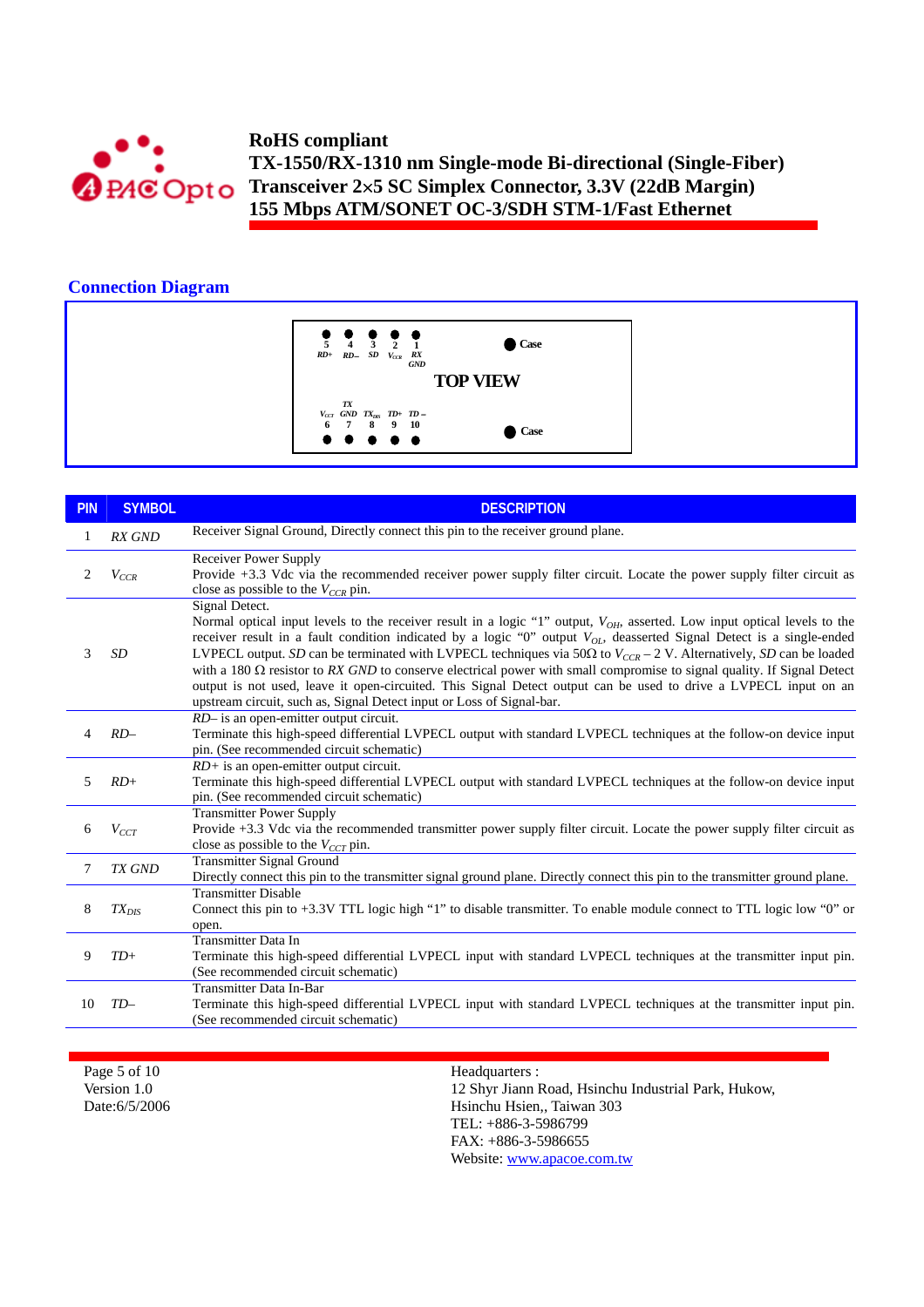## Connection Diagram

| 5 | 4 | 3 | 2 | 1 | |
|---|---|---|---|---|---|
| *RD+* | *RD–* | *SD* | $V_{CCR}$ | *RX GND* | Case |

**TOP VIEW**

| $V_{CCT}$ | *TX GND* | $TX_{DIS}$ | *TD+* | *TD–* | |
|---|---|---|---|---|---|
| 6 | 7 | 8 | 9 | 10 | Case |

| PIN | SYMBOL | DESCRIPTION |
|---|---|---|
| 1 | *RX GND* | Receiver Signal Ground, Directly connect this pin to the receiver ground plane. |
| 2 | $V_{CCR}$ | Receiver Power Supply<br>Provide +3.3 Vdc via the recommended receiver power supply filter circuit. Locate the power supply filter circuit as close as possible to the $V_{CCR}$ pin. |
| 3 | *SD* | Signal Detect.<br>Normal optical input levels to the receiver result in a logic "1" output, $V_{OH}$, asserted. Low input optical levels to the receiver result in a fault condition indicated by a logic "0" output $V_{OL}$, deasserted Signal Detect is a single-ended LVPECL output. *SD* can be terminated with LVPECL techniques via 50Ω to $V_{CCR} – 2$ V. Alternatively, *SD* can be loaded with a 180 Ω resistor to *RX GND* to conserve electrical power with small compromise to signal quality. If Signal Detect output is not used, leave it open-circuited. This Signal Detect output can be used to drive a LVPECL input on an upstream circuit, such as, Signal Detect input or Loss of Signal-bar. |
| 4 | *RD–* | *RD–* is an open-emitter output circuit.<br>Terminate this high-speed differential LVPECL output with standard LVPECL techniques at the follow-on device input pin. (See recommended circuit schematic) |
| 5 | *RD+* | *RD+* is an open-emitter output circuit.<br>Terminate this high-speed differential LVPECL output with standard LVPECL techniques at the follow-on device input pin. (See recommended circuit schematic) |
| 6 | $V_{CCT}$ | Transmitter Power Supply<br>Provide +3.3 Vdc via the recommended transmitter power supply filter circuit. Locate the power supply filter circuit as close as possible to the $V_{CCT}$ pin. |
| 7 | *TX GND* | Transmitter Signal Ground<br>Directly connect this pin to the transmitter signal ground plane. Directly connect this pin to the transmitter ground plane. |
| 8 | $TX_{DIS}$ | Transmitter Disable<br>Connect this pin to +3.3V TTL logic high "1" to disable transmitter. To enable module connect to TTL logic low "0" or open. |
| 9 | *TD+* | Transmitter Data In<br>Terminate this high-speed differential LVPECL input with standard LVPECL techniques at the transmitter input pin. (See recommended circuit schematic) |
| 10 | *TD–* | Transmitter Data In-Bar<br>Terminate this high-speed differential LVPECL input with standard LVPECL techniques at the transmitter input pin. (See recommended circuit schematic) |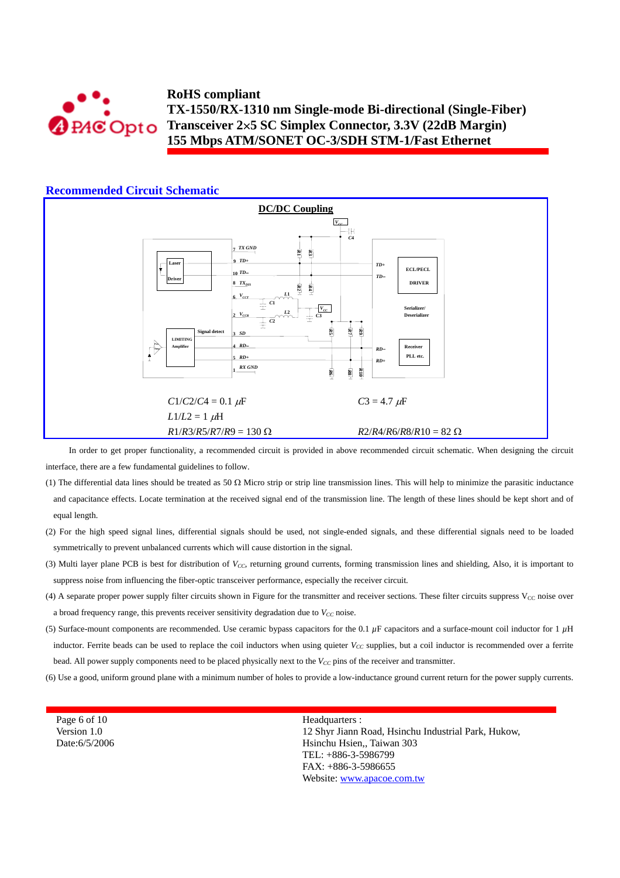## Recommended Circuit Schematic

**DC/DC Coupling**

$C1/C2/C4 = 0.1\ \mu F$ $C3 = 4.7\ \mu F$

$L1/L2 = 1\ \mu H$

$R1/R3/R5/R7/R9 = 130\ \Omega$ $R2/R4/R6/R8/R10 = 82\ \Omega$

In order to get proper functionality, a recommended circuit is provided in above recommended circuit schematic. When designing the circuit interface, there are a few fundamental guidelines to follow.

(1) The differential data lines should be treated as 50 Ω Micro strip or strip line transmission lines. This will help to minimize the parasitic inductance and capacitance effects. Locate termination at the received signal end of the transmission line. The length of these lines should be kept short and of equal length.

(2) For the high speed signal lines, differential signals should be used, not single-ended signals, and these differential signals need to be loaded symmetrically to prevent unbalanced currents which will cause distortion in the signal.

(3) Multi layer plane PCB is best for distribution of $V_{CC}$, returning ground currents, forming transmission lines and shielding, Also, it is important to suppress noise from influencing the fiber-optic transceiver performance, especially the receiver circuit.

(4) A separate proper power supply filter circuits shown in Figure for the transmitter and receiver sections. These filter circuits suppress $V_{CC}$ noise over a broad frequency range, this prevents receiver sensitivity degradation due to $V_{CC}$ noise.

(5) Surface-mount components are recommended. Use ceramic bypass capacitors for the 0.1 $\mu$F capacitors and a surface-mount coil inductor for 1 $\mu$H inductor. Ferrite beads can be used to replace the coil inductors when using quieter $V_{CC}$ supplies, but a coil inductor is recommended over a ferrite bead. All power supply components need to be placed physically next to the $V_{CC}$ pins of the receiver and transmitter.

(6) Use a good, uniform ground plane with a minimum number of holes to provide a low-inductance ground current return for the power supply currents.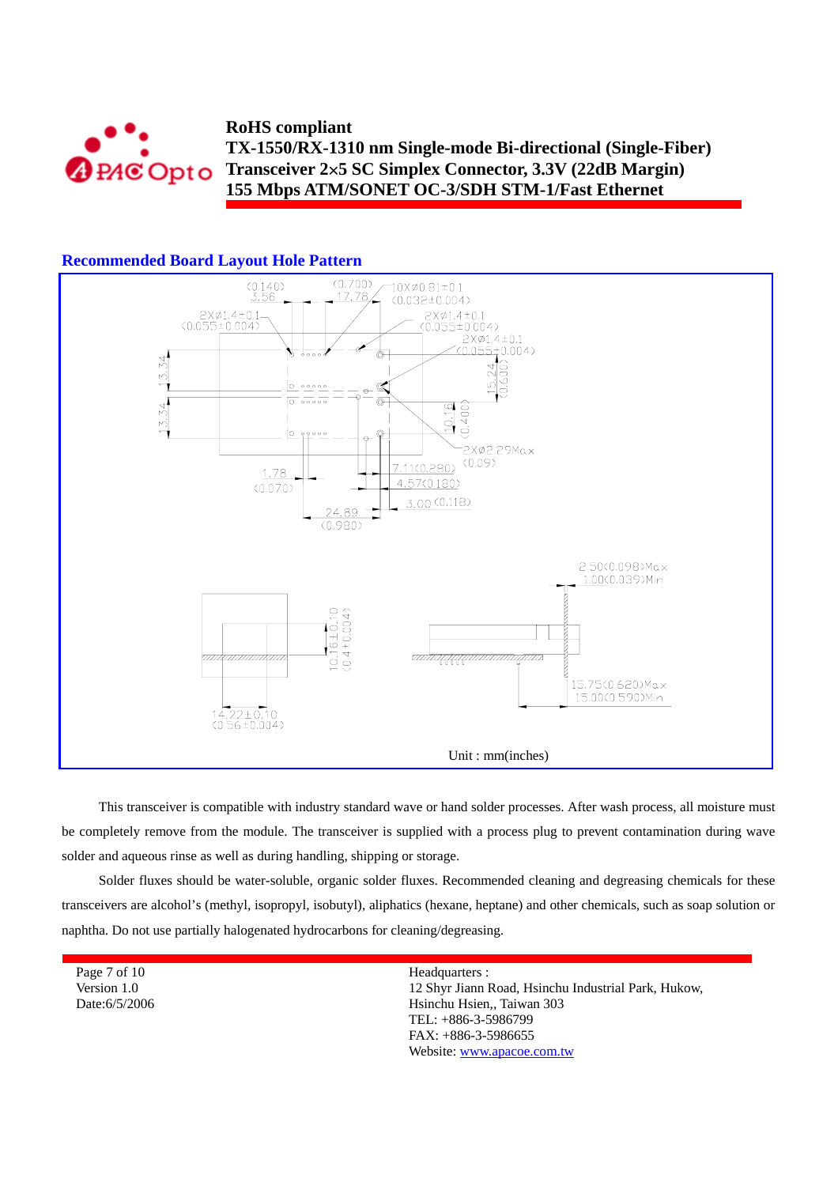## Recommended Board Layout Hole Pattern

(0.140) 3.56 (0.700) 17.78 10X⌀0.81±0.1 (0.032±0.004)

2X⌀1.4±0.1 (0.055±0.004) 2X⌀1.4±0.1 (0.055±0.004) 2X⌀1.4±0.1 (0.055±0.004)

13.34 13.34 15.24 (0.600) 10.16 (0.400) 2X⌀2.29Max (0.09)

1.78 (0.070) 7.11(0.280) 4.57(0.180) 3.00 (0.118) 24.89 (0.980)

2.50(0.098)Max 1.00(0.039)Min

10.16±0.10 (0.4±0.004)

15.75(0.620)Max 15.00(0.590)Min

14.22±0.10 (0.56±0.004)

Unit : mm(inches)

This transceiver is compatible with industry standard wave or hand solder processes. After wash process, all moisture must be completely remove from the module. The transceiver is supplied with a process plug to prevent contamination during wave solder and aqueous rinse as well as during handling, shipping or storage.

Solder fluxes should be water-soluble, organic solder fluxes. Recommended cleaning and degreasing chemicals for these transceivers are alcohol's (methyl, isopropyl, isobutyl), aliphatics (hexane, heptane) and other chemicals, such as soap solution or naphtha. Do not use partially halogenated hydrocarbons for cleaning/degreasing.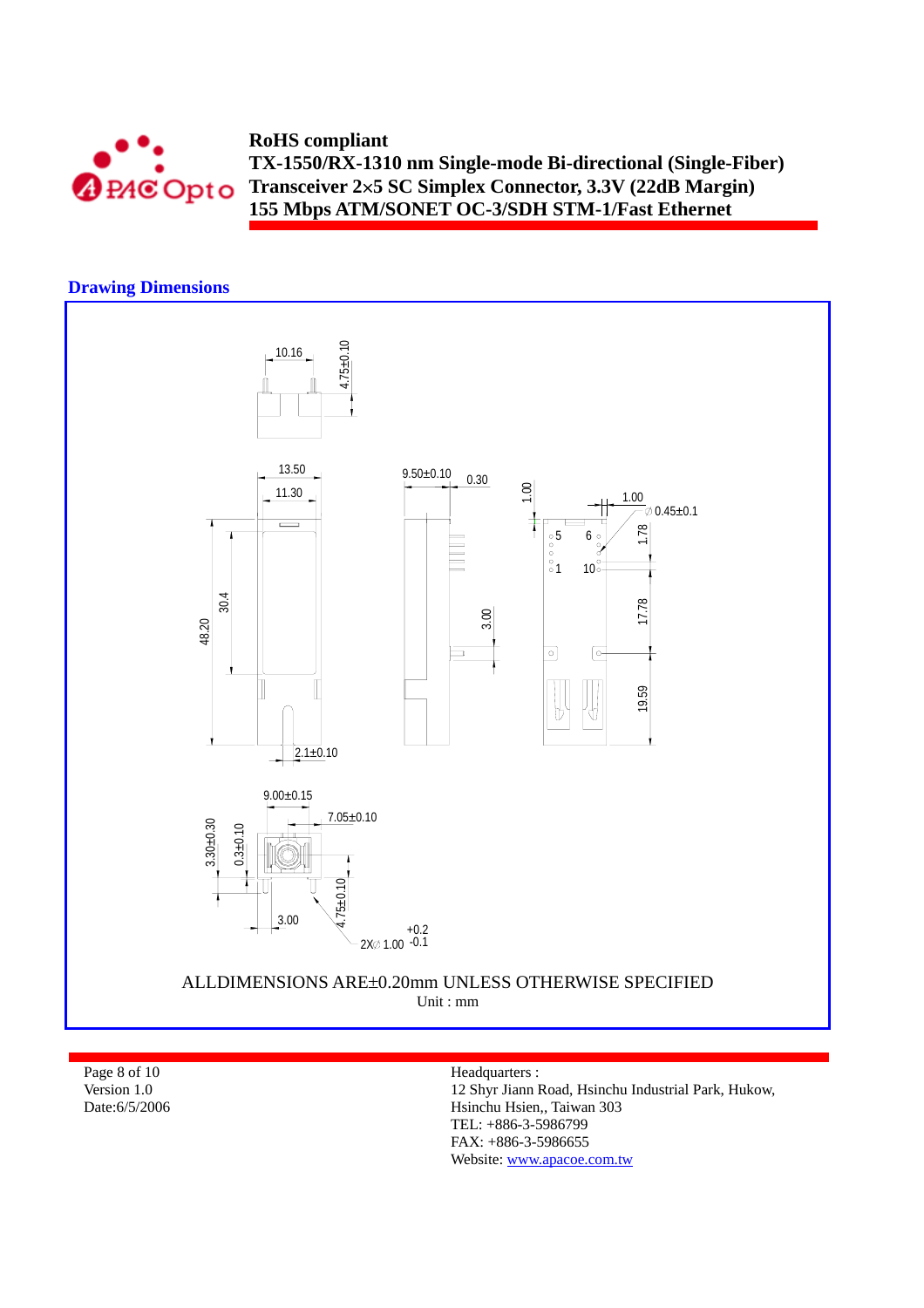## Drawing Dimensions

10.16

4.75±0.10

13.50

11.30

9.50±0.10

0.30

1.00

1.00

∅ 0.45±0.1

5 6

1 10

1.78

17.78

19.59

48.20

30.4

3.00

2.1±0.10

9.00±0.15

7.05±0.10

3.30±0.30

0.3±0.10

4.75±0.10

3.00

2X∅ 1.00 +0.2 -0.1

ALLDIMENSIONS ARE±0.20mm UNLESS OTHERWISE SPECIFIED

Unit : mm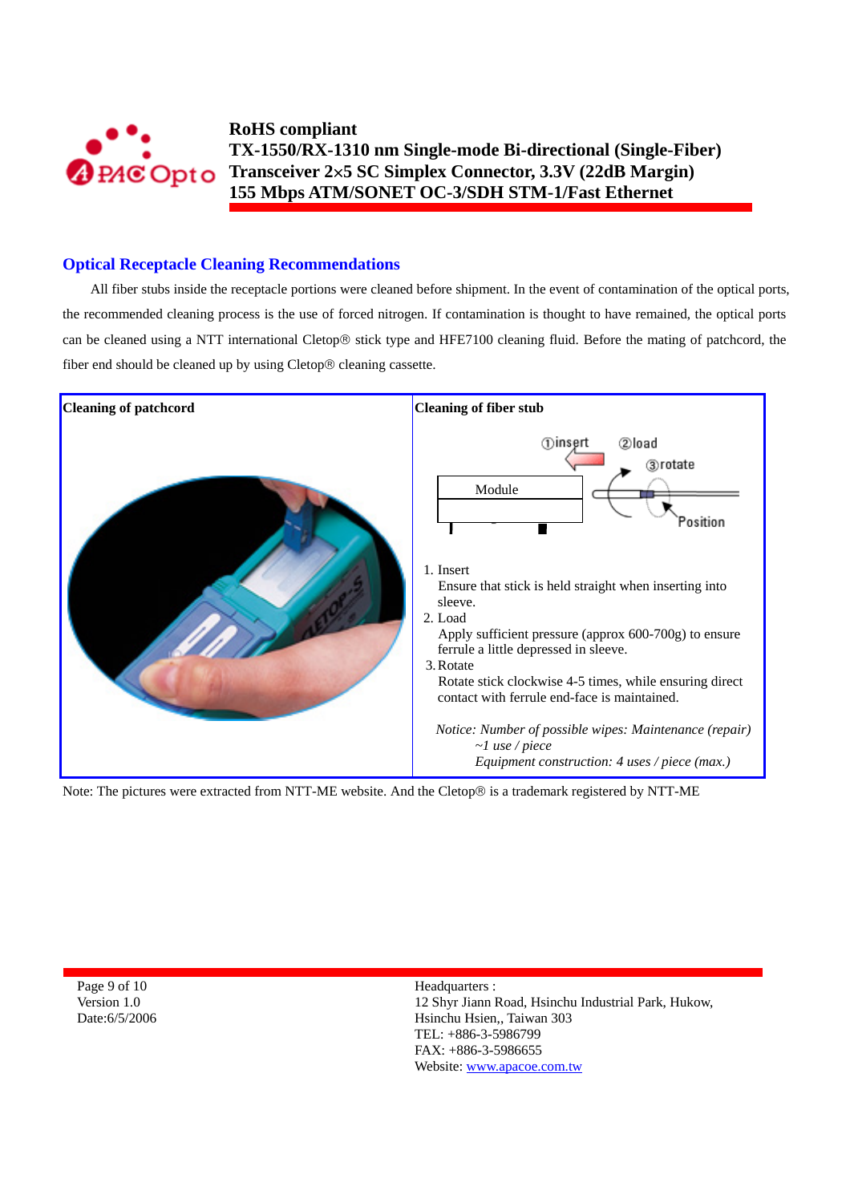## Optical Receptacle Cleaning Recommendations

All fiber stubs inside the receptacle portions were cleaned before shipment. In the event of contamination of the optical ports, the recommended cleaning process is the use of forced nitrogen. If contamination is thought to have remained, the optical ports can be cleaned using a NTT international Cletop® stick type and HFE7100 cleaning fluid. Before the mating of patchcord, the fiber end should be cleaned up by using Cletop® cleaning cassette.

| Cleaning of patchcord | Cleaning of fiber stub |
|---|---|
| | ①insert ②load ③rotate Module Position<br><br>1. Insert<br>Ensure that stick is held straight when inserting into sleeve.<br>2. Load<br>Apply sufficient pressure (approx 600-700g) to ensure ferrule a little depressed in sleeve.<br>3. Rotate<br>Rotate stick clockwise 4-5 times, while ensuring direct contact with ferrule end-face is maintained.<br><br>*Notice: Number of possible wipes: Maintenance (repair) ~1 use / piece*<br>*Equipment construction: 4 uses / piece (max.)* |

Note: The pictures were extracted from NTT-ME website. And the Cletop® is a trademark registered by NTT-ME

Version 1.0
Date:6/5/2006

Headquarters :
12 Shyr Jiann Road, Hsinchu Industrial Park, Hukow, Hsinchu Hsien,, Taiwan 303
TEL: +886-3-5986799
FAX: +886-3-5986655
Website: www.apacoe.com.tw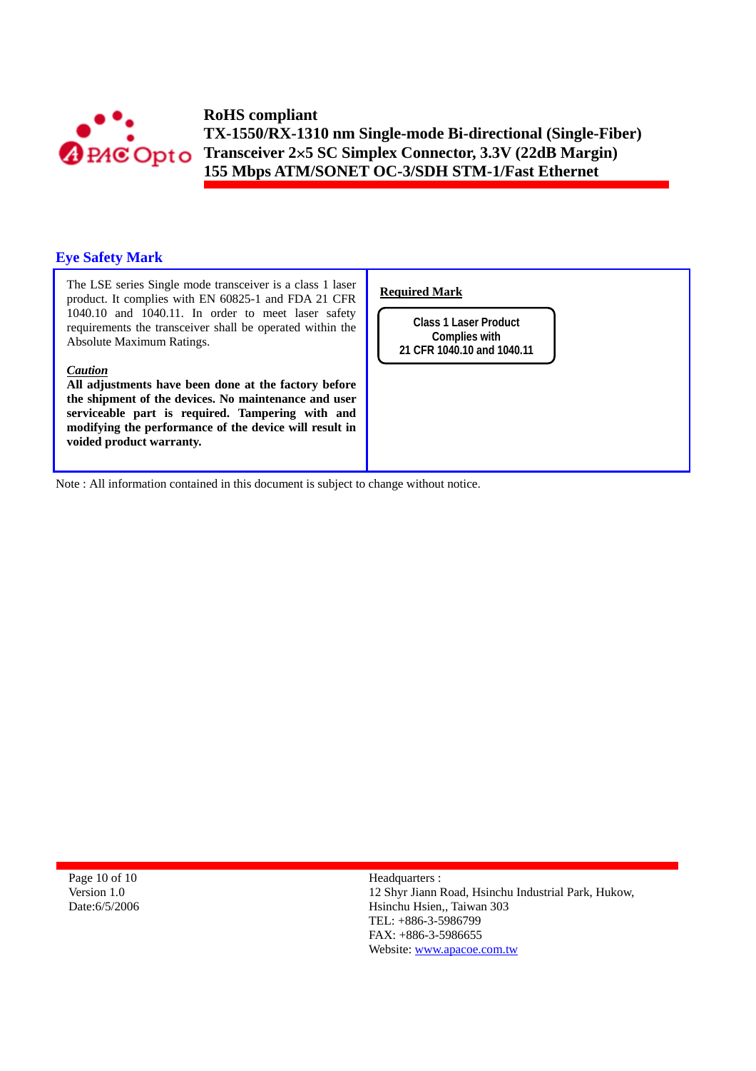## Eye Safety Mark

| | |
|---|---|
| The LSE series Single mode transceiver is a class 1 laser product. It complies with EN 60825-1 and FDA 21 CFR 1040.10 and 1040.11. In order to meet laser safety requirements the transceiver shall be operated within the Absolute Maximum Ratings.<br><br>***Caution***<br>**All adjustments have been done at the factory before the shipment of the devices. No maintenance and user serviceable part is required. Tampering with and modifying the performance of the device will result in voided product warranty.** | **Required Mark**<br><br>**Class 1 Laser Product**<br>**Complies with**<br>**21 CFR 1040.10 and 1040.11** |

Note : All information contained in this document is subject to change without notice.

Version 1.0
Date:6/5/2006

Headquarters :
12 Shyr Jiann Road, Hsinchu Industrial Park, Hukow,
Hsinchu Hsien,, Taiwan 303
TEL: +886-3-5986799
FAX: +886-3-5986655
Website: www.apacoe.com.tw